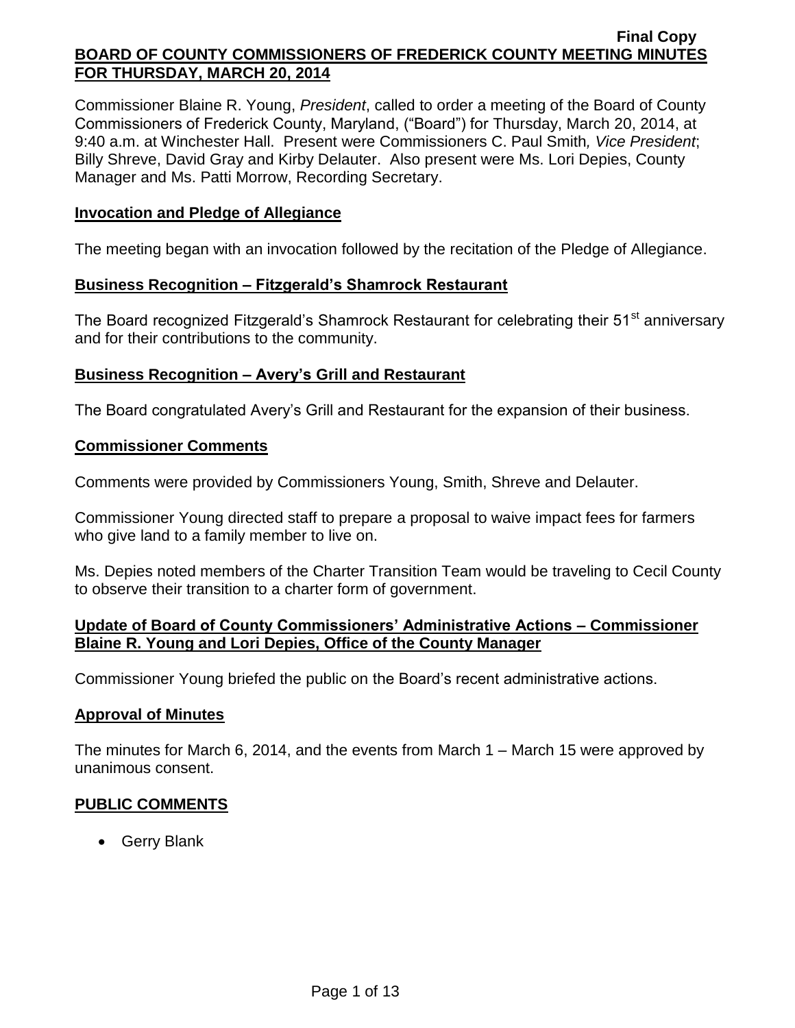Final Copy

**BOARD OF COUNTY COMMISSIONERS OF FREDERICK COUNTY MEETING MINUTES FOR THURSDAY, MARCH 20, 2014**

Commissioner Blaine R. Young, *President*, called to order a meeting of the Board of County Commissioners of Frederick County, Maryland, ("Board") for Thursday, March 20, 2014, at 9:40 a.m. at Winchester Hall. Present were Commissioners C. Paul Smith*, Vice President*; Billy Shreve, David Gray and Kirby Delauter. Also present were Ms. Lori Depies, County Manager and Ms. Patti Morrow, Recording Secretary.

**Invocation and Pledge of Allegiance**

The meeting began with an invocation followed by the recitation of the Pledge of Allegiance.

**Business Recognition – Fitzgerald's Shamrock Restaurant**

The Board recognized Fitzgerald's Shamrock Restaurant for celebrating their 51st anniversary and for their contributions to the community.

**Business Recognition – Avery's Grill and Restaurant**

The Board congratulated Avery's Grill and Restaurant for the expansion of their business.

**Commissioner Comments**

Comments were provided by Commissioners Young, Smith, Shreve and Delauter.

Commissioner Young directed staff to prepare a proposal to waive impact fees for farmers who give land to a family member to live on.

Ms. Depies noted members of the Charter Transition Team would be traveling to Cecil County to observe their transition to a charter form of government.

**Update of Board of County Commissioners' Administrative Actions – Commissioner Blaine R. Young and Lori Depies, Office of the County Manager**

Commissioner Young briefed the public on the Board's recent administrative actions.

**Approval of Minutes**

The minutes for March 6, 2014, and the events from March 1 – March 15 were approved by unanimous consent.

**PUBLIC COMMENTS**

- Gerry Blank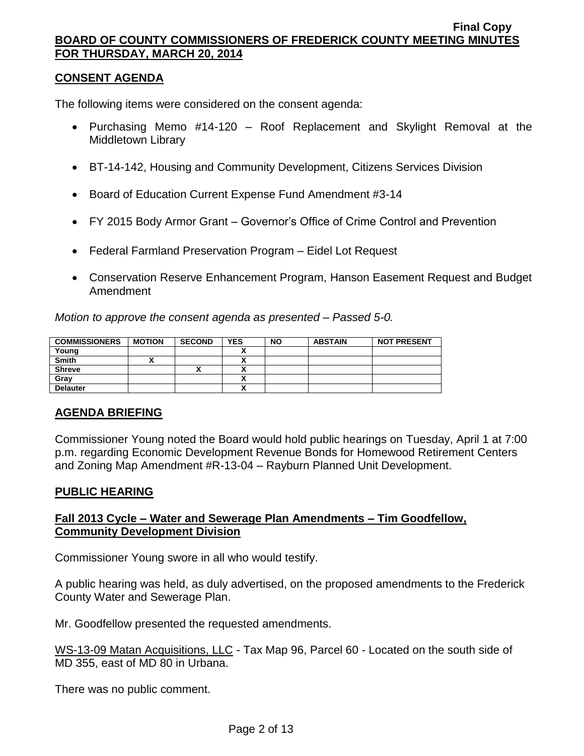## CONSENT AGENDA

The following items were considered on the consent agenda:

- Purchasing Memo #14-120 – Roof Replacement and Skylight Removal at the Middletown Library
- BT-14-142, Housing and Community Development, Citizens Services Division
- Board of Education Current Expense Fund Amendment #3-14
- FY 2015 Body Armor Grant – Governor's Office of Crime Control and Prevention
- Federal Farmland Preservation Program – Eidel Lot Request
- Conservation Reserve Enhancement Program, Hanson Easement Request and Budget Amendment

*Motion to approve the consent agenda as presented – Passed 5-0.*

| COMMISSIONERS | MOTION | SECOND | YES | NO | ABSTAIN | NOT PRESENT |
|---|---|---|---|---|---|---|
| Young | | | X | | | |
| Smith | X | | X | | | |
| Shreve | | X | X | | | |
| Gray | | | X | | | |
| Delauter | | | X | | | |

## AGENDA BRIEFING

Commissioner Young noted the Board would hold public hearings on Tuesday, April 1 at 7:00 p.m. regarding Economic Development Revenue Bonds for Homewood Retirement Centers and Zoning Map Amendment #R-13-04 – Rayburn Planned Unit Development.

## PUBLIC HEARING

### Fall 2013 Cycle – Water and Sewerage Plan Amendments – Tim Goodfellow, Community Development Division

Commissioner Young swore in all who would testify.

A public hearing was held, as duly advertised, on the proposed amendments to the Frederick County Water and Sewerage Plan.

Mr. Goodfellow presented the requested amendments.

WS-13-09 Matan Acquisitions, LLC - Tax Map 96, Parcel 60 - Located on the south side of MD 355, east of MD 80 in Urbana.

There was no public comment.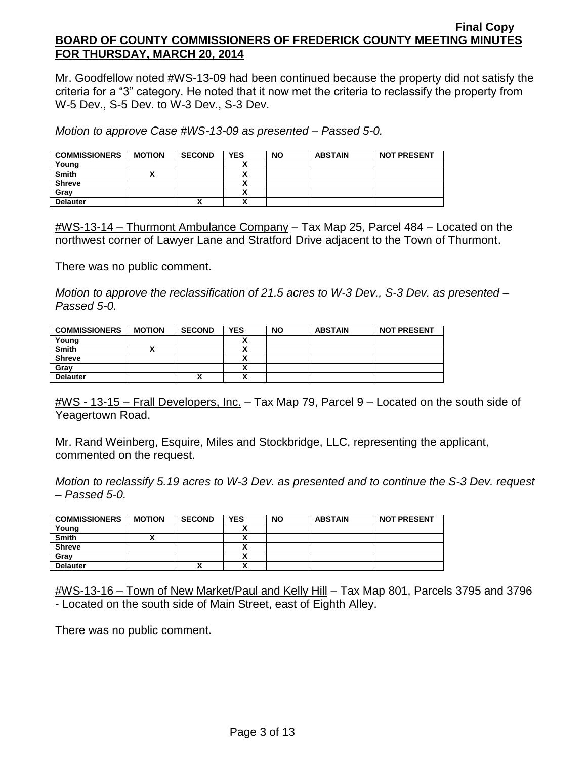Mr. Goodfellow noted #WS-13-09 had been continued because the property did not satisfy the criteria for a "3" category. He noted that it now met the criteria to reclassify the property from W-5 Dev., S-5 Dev. to W-3 Dev., S-3 Dev.

*Motion to approve Case #WS-13-09 as presented – Passed 5-0.*

| COMMISSIONERS | MOTION | SECOND | YES | NO | ABSTAIN | NOT PRESENT |
|---|---|---|---|---|---|---|
| Young | | | X | | | |
| Smith | X | | X | | | |
| Shreve | | | X | | | |
| Gray | | | X | | | |
| Delauter | | X | X | | | |

<u>#WS-13-14 – Thurmont Ambulance Company</u> – Tax Map 25, Parcel 484 – Located on the northwest corner of Lawyer Lane and Stratford Drive adjacent to the Town of Thurmont.

There was no public comment.

*Motion to approve the reclassification of 21.5 acres to W-3 Dev., S-3 Dev. as presented – Passed 5-0.*

| COMMISSIONERS | MOTION | SECOND | YES | NO | ABSTAIN | NOT PRESENT |
|---|---|---|---|---|---|---|
| Young | | | X | | | |
| Smith | X | | X | | | |
| Shreve | | | X | | | |
| Gray | | | X | | | |
| Delauter | | X | X | | | |

<u>#WS - 13-15 – Frall Developers, Inc.</u> – Tax Map 79, Parcel 9 – Located on the south side of Yeagertown Road.

Mr. Rand Weinberg, Esquire, Miles and Stockbridge, LLC, representing the applicant, commented on the request.

*Motion to reclassify 5.19 acres to W-3 Dev. as presented and to <u>continue</u> the S-3 Dev. request – Passed 5-0.*

| COMMISSIONERS | MOTION | SECOND | YES | NO | ABSTAIN | NOT PRESENT |
|---|---|---|---|---|---|---|
| Young | | | X | | | |
| Smith | X | | X | | | |
| Shreve | | | X | | | |
| Gray | | | X | | | |
| Delauter | | X | X | | | |

<u>#WS-13-16 – Town of New Market/Paul and Kelly Hill</u> – Tax Map 801, Parcels 3795 and 3796 - Located on the south side of Main Street, east of Eighth Alley.

There was no public comment.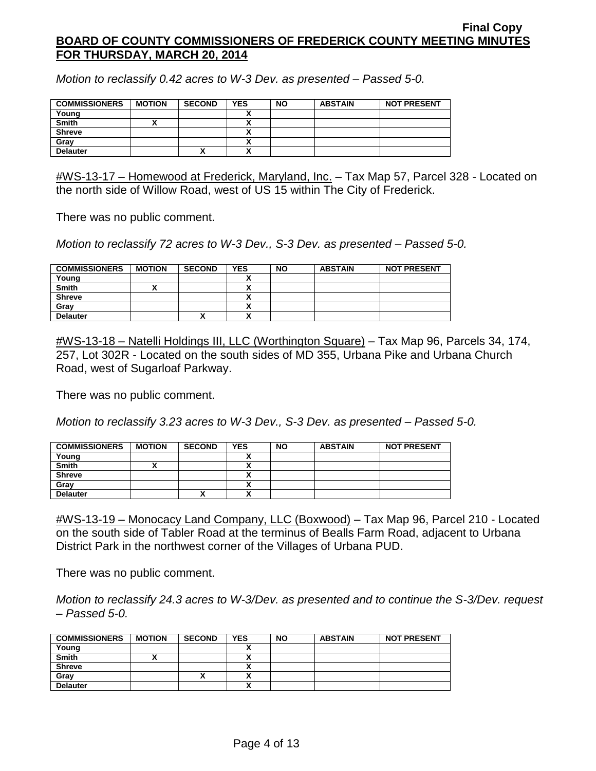*Motion to reclassify 0.42 acres to W-3 Dev. as presented – Passed 5-0.*

| COMMISSIONERS | MOTION | SECOND | YES | NO | ABSTAIN | NOT PRESENT |
|---|---|---|---|---|---|---|
| Young | | | X | | | |
| Smith | X | | X | | | |
| Shreve | | | X | | | |
| Gray | | | X | | | |
| Delauter | | X | X | | | |

#WS-13-17 – Homewood at Frederick, Maryland, Inc. – Tax Map 57, Parcel 328 - Located on the north side of Willow Road, west of US 15 within The City of Frederick.

There was no public comment.

*Motion to reclassify 72 acres to W-3 Dev., S-3 Dev. as presented – Passed 5-0.*

| COMMISSIONERS | MOTION | SECOND | YES | NO | ABSTAIN | NOT PRESENT |
|---|---|---|---|---|---|---|
| Young | | | X | | | |
| Smith | X | | X | | | |
| Shreve | | | X | | | |
| Gray | | | X | | | |
| Delauter | | X | X | | | |

#WS-13-18 – Natelli Holdings III, LLC (Worthington Square) – Tax Map 96, Parcels 34, 174, 257, Lot 302R - Located on the south sides of MD 355, Urbana Pike and Urbana Church Road, west of Sugarloaf Parkway.

There was no public comment.

*Motion to reclassify 3.23 acres to W-3 Dev., S-3 Dev. as presented – Passed 5-0.*

| COMMISSIONERS | MOTION | SECOND | YES | NO | ABSTAIN | NOT PRESENT |
|---|---|---|---|---|---|---|
| Young | | | X | | | |
| Smith | X | | X | | | |
| Shreve | | | X | | | |
| Gray | | | X | | | |
| Delauter | | X | X | | | |

#WS-13-19 – Monocacy Land Company, LLC (Boxwood) – Tax Map 96, Parcel 210 - Located on the south side of Tabler Road at the terminus of Bealls Farm Road, adjacent to Urbana District Park in the northwest corner of the Villages of Urbana PUD.

There was no public comment.

*Motion to reclassify 24.3 acres to W-3/Dev. as presented and to continue the S-3/Dev. request – Passed 5-0.*

| COMMISSIONERS | MOTION | SECOND | YES | NO | ABSTAIN | NOT PRESENT |
|---|---|---|---|---|---|---|
| Young | | | X | | | |
| Smith | X | | X | | | |
| Shreve | | | X | | | |
| Gray | | X | X | | | |
| Delauter | | | X | | | |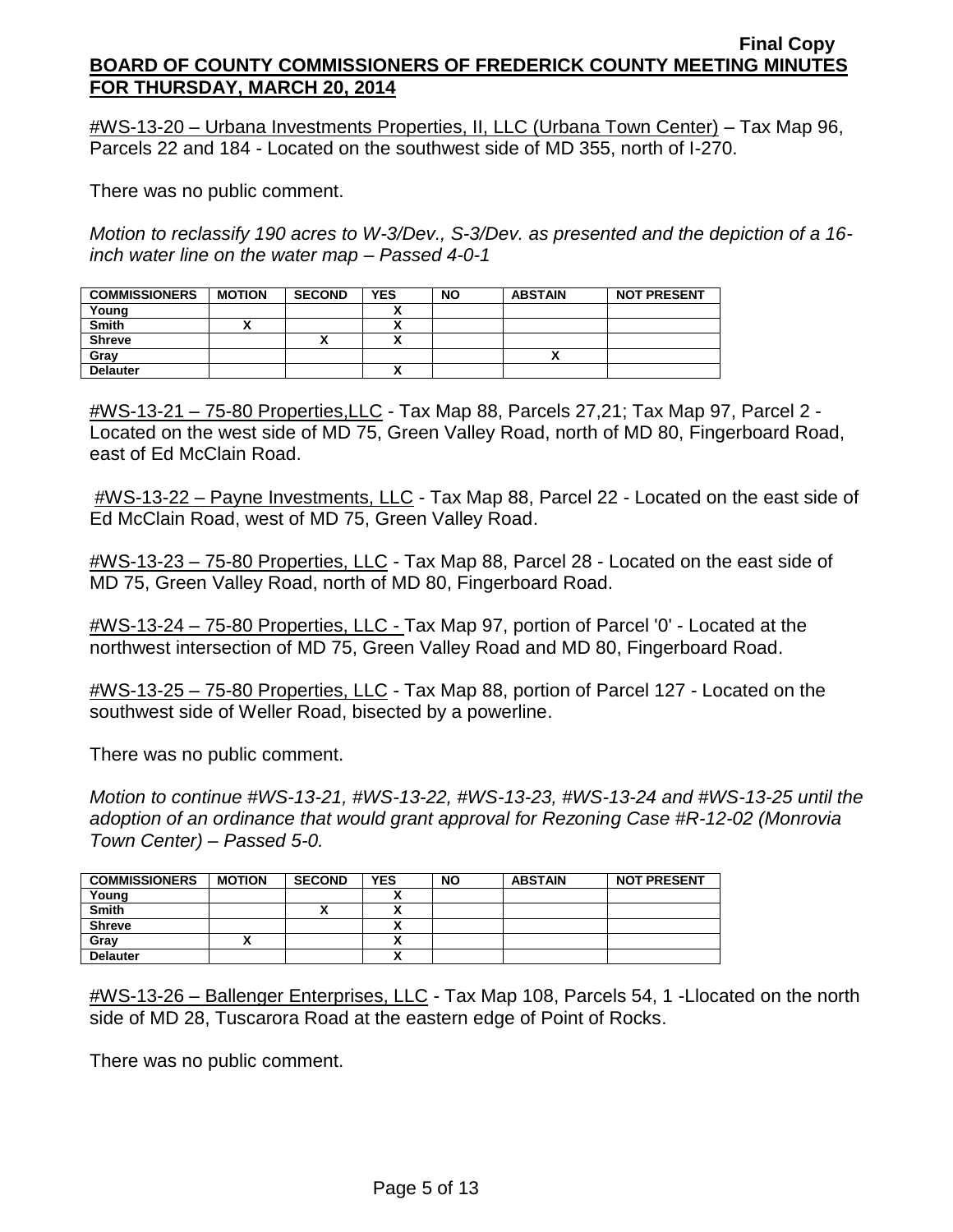#WS-13-20 – Urbana Investments Properties, II, LLC (Urbana Town Center) – Tax Map 96, Parcels 22 and 184 - Located on the southwest side of MD 355, north of I-270.

There was no public comment.

*Motion to reclassify 190 acres to W-3/Dev., S-3/Dev. as presented and the depiction of a 16-inch water line on the water map – Passed 4-0-1*

| COMMISSIONERS | MOTION | SECOND | YES | NO | ABSTAIN | NOT PRESENT |
|---|---|---|---|---|---|---|
| Young | | | X | | | |
| Smith | X | | X | | | |
| Shreve | | X | X | | | |
| Gray | | | | | X | |
| Delauter | | | X | | | |

#WS-13-21 – 75-80 Properties,LLC - Tax Map 88, Parcels 27,21; Tax Map 97, Parcel 2 - Located on the west side of MD 75, Green Valley Road, north of MD 80, Fingerboard Road, east of Ed McClain Road.

#WS-13-22 – Payne Investments, LLC - Tax Map 88, Parcel 22 - Located on the east side of Ed McClain Road, west of MD 75, Green Valley Road.

#WS-13-23 – 75-80 Properties, LLC - Tax Map 88, Parcel 28 - Located on the east side of MD 75, Green Valley Road, north of MD 80, Fingerboard Road.

#WS-13-24 – 75-80 Properties, LLC - Tax Map 97, portion of Parcel '0' - Located at the northwest intersection of MD 75, Green Valley Road and MD 80, Fingerboard Road.

#WS-13-25 – 75-80 Properties, LLC - Tax Map 88, portion of Parcel 127 - Located on the southwest side of Weller Road, bisected by a powerline.

There was no public comment.

*Motion to continue #WS-13-21, #WS-13-22, #WS-13-23, #WS-13-24 and #WS-13-25 until the adoption of an ordinance that would grant approval for Rezoning Case #R-12-02 (Monrovia Town Center) – Passed 5-0.*

| COMMISSIONERS | MOTION | SECOND | YES | NO | ABSTAIN | NOT PRESENT |
|---|---|---|---|---|---|---|
| Young | | | X | | | |
| Smith | | X | X | | | |
| Shreve | | | X | | | |
| Gray | X | | X | | | |
| Delauter | | | X | | | |

#WS-13-26 – Ballenger Enterprises, LLC - Tax Map 108, Parcels 54, 1 -Llocated on the north side of MD 28, Tuscarora Road at the eastern edge of Point of Rocks.

There was no public comment.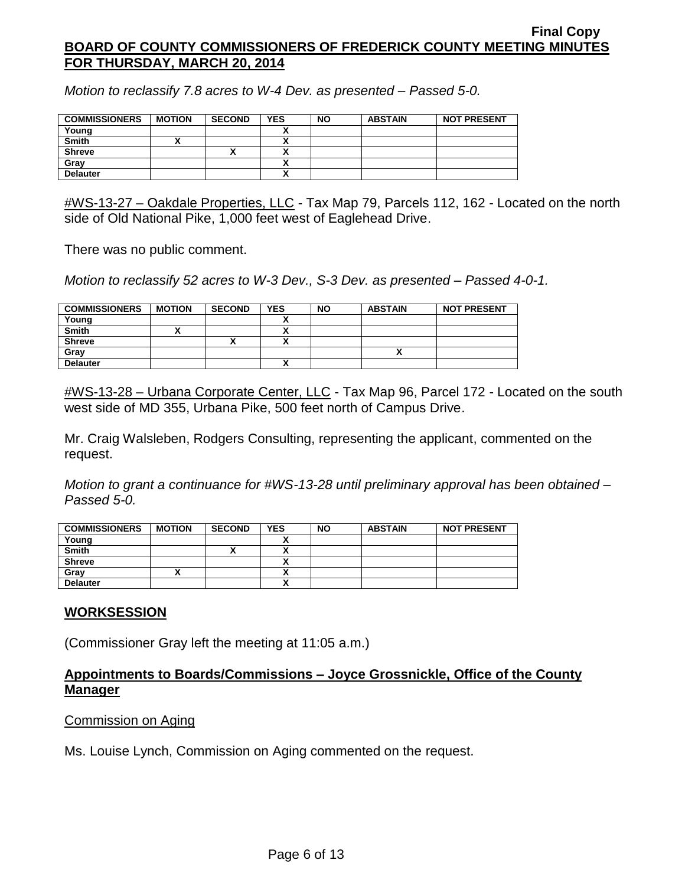*Motion to reclassify 7.8 acres to W-4 Dev. as presented – Passed 5-0.*

| COMMISSIONERS | MOTION | SECOND | YES | NO | ABSTAIN | NOT PRESENT |
|---|---|---|---|---|---|---|
| Young | | | X | | | |
| Smith | X | | X | | | |
| Shreve | | X | X | | | |
| Gray | | | X | | | |
| Delauter | | | X | | | |

#WS-13-27 – Oakdale Properties, LLC - Tax Map 79, Parcels 112, 162 - Located on the north side of Old National Pike, 1,000 feet west of Eaglehead Drive.

There was no public comment.

*Motion to reclassify 52 acres to W-3 Dev., S-3 Dev. as presented – Passed 4-0-1.*

| COMMISSIONERS | MOTION | SECOND | YES | NO | ABSTAIN | NOT PRESENT |
|---|---|---|---|---|---|---|
| Young | | | X | | | |
| Smith | X | | X | | | |
| Shreve | | X | X | | | |
| Gray | | | | | X | |
| Delauter | | | X | | | |

#WS-13-28 – Urbana Corporate Center, LLC - Tax Map 96, Parcel 172 - Located on the south west side of MD 355, Urbana Pike, 500 feet north of Campus Drive.

Mr. Craig Walsleben, Rodgers Consulting, representing the applicant, commented on the request.

*Motion to grant a continuance for #WS-13-28 until preliminary approval has been obtained – Passed 5-0.*

| COMMISSIONERS | MOTION | SECOND | YES | NO | ABSTAIN | NOT PRESENT |
|---|---|---|---|---|---|---|
| Young | | | X | | | |
| Smith | | X | X | | | |
| Shreve | | | X | | | |
| Gray | X | | X | | | |
| Delauter | | | X | | | |

## WORKSESSION

(Commissioner Gray left the meeting at 11:05 a.m.)

### Appointments to Boards/Commissions – Joyce Grossnickle, Office of the County Manager

Commission on Aging

Ms. Louise Lynch, Commission on Aging commented on the request.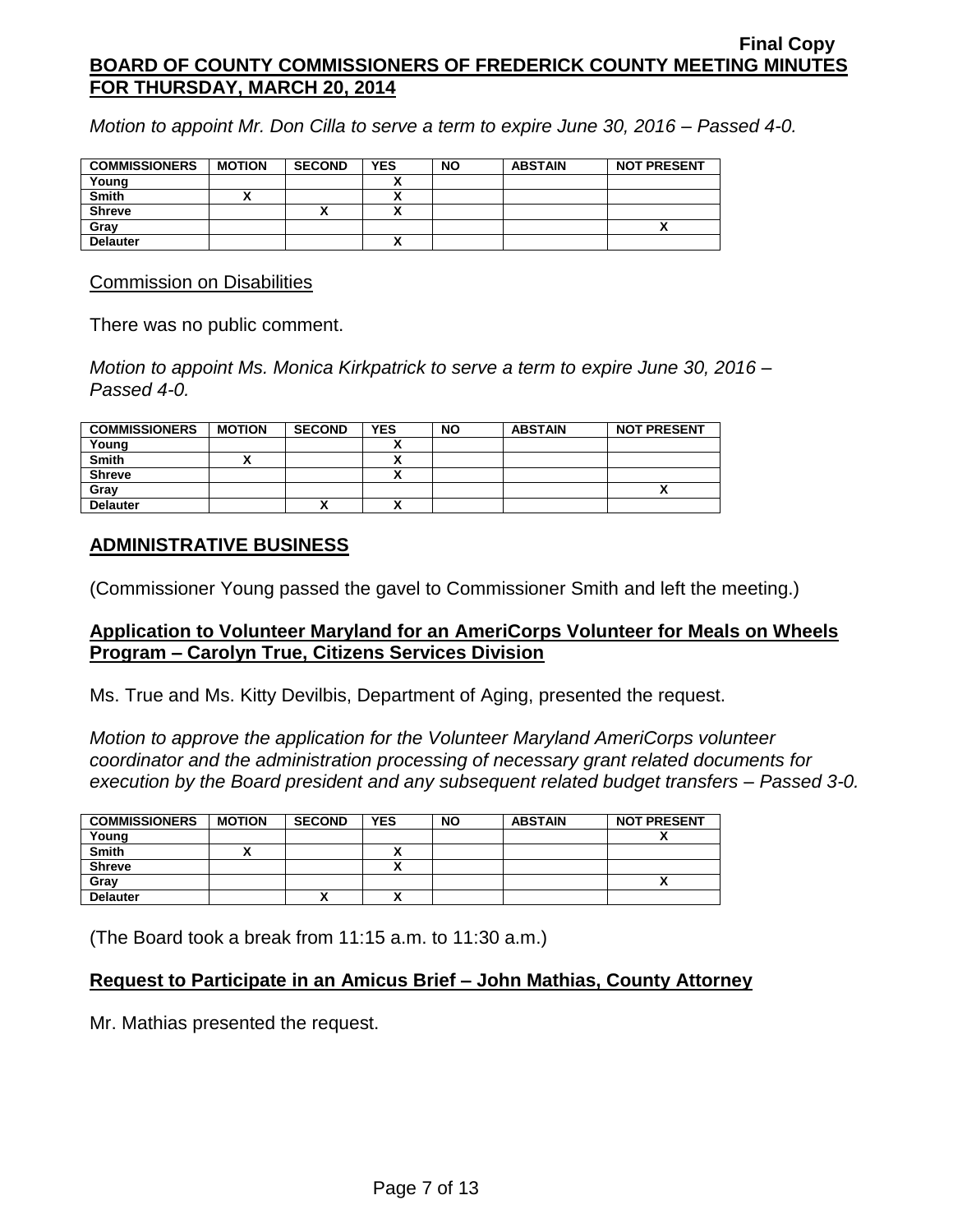*Motion to appoint Mr. Don Cilla to serve a term to expire June 30, 2016 – Passed 4-0.*

| COMMISSIONERS | MOTION | SECOND | YES | NO | ABSTAIN | NOT PRESENT |
|---|---|---|---|---|---|---|
| Young | | | X | | | |
| Smith | X | | X | | | |
| Shreve | | X | X | | | |
| Gray | | | | | | X |
| Delauter | | | X | | | |

Commission on Disabilities

There was no public comment.

*Motion to appoint Ms. Monica Kirkpatrick to serve a term to expire June 30, 2016 – Passed 4-0.*

| COMMISSIONERS | MOTION | SECOND | YES | NO | ABSTAIN | NOT PRESENT |
|---|---|---|---|---|---|---|
| Young | | | X | | | |
| Smith | X | | X | | | |
| Shreve | | | X | | | |
| Gray | | | | | | X |
| Delauter | | X | X | | | |

## ADMINISTRATIVE BUSINESS

(Commissioner Young passed the gavel to Commissioner Smith and left the meeting.)

### Application to Volunteer Maryland for an AmeriCorps Volunteer for Meals on Wheels Program – Carolyn True, Citizens Services Division

Ms. True and Ms. Kitty Devilbis, Department of Aging, presented the request.

*Motion to approve the application for the Volunteer Maryland AmeriCorps volunteer coordinator and the administration processing of necessary grant related documents for execution by the Board president and any subsequent related budget transfers – Passed 3-0.*

| COMMISSIONERS | MOTION | SECOND | YES | NO | ABSTAIN | NOT PRESENT |
|---|---|---|---|---|---|---|
| Young | | | | | | X |
| Smith | X | | X | | | |
| Shreve | | | X | | | |
| Gray | | | | | | X |
| Delauter | | X | X | | | |

(The Board took a break from 11:15 a.m. to 11:30 a.m.)

### Request to Participate in an Amicus Brief – John Mathias, County Attorney

Mr. Mathias presented the request.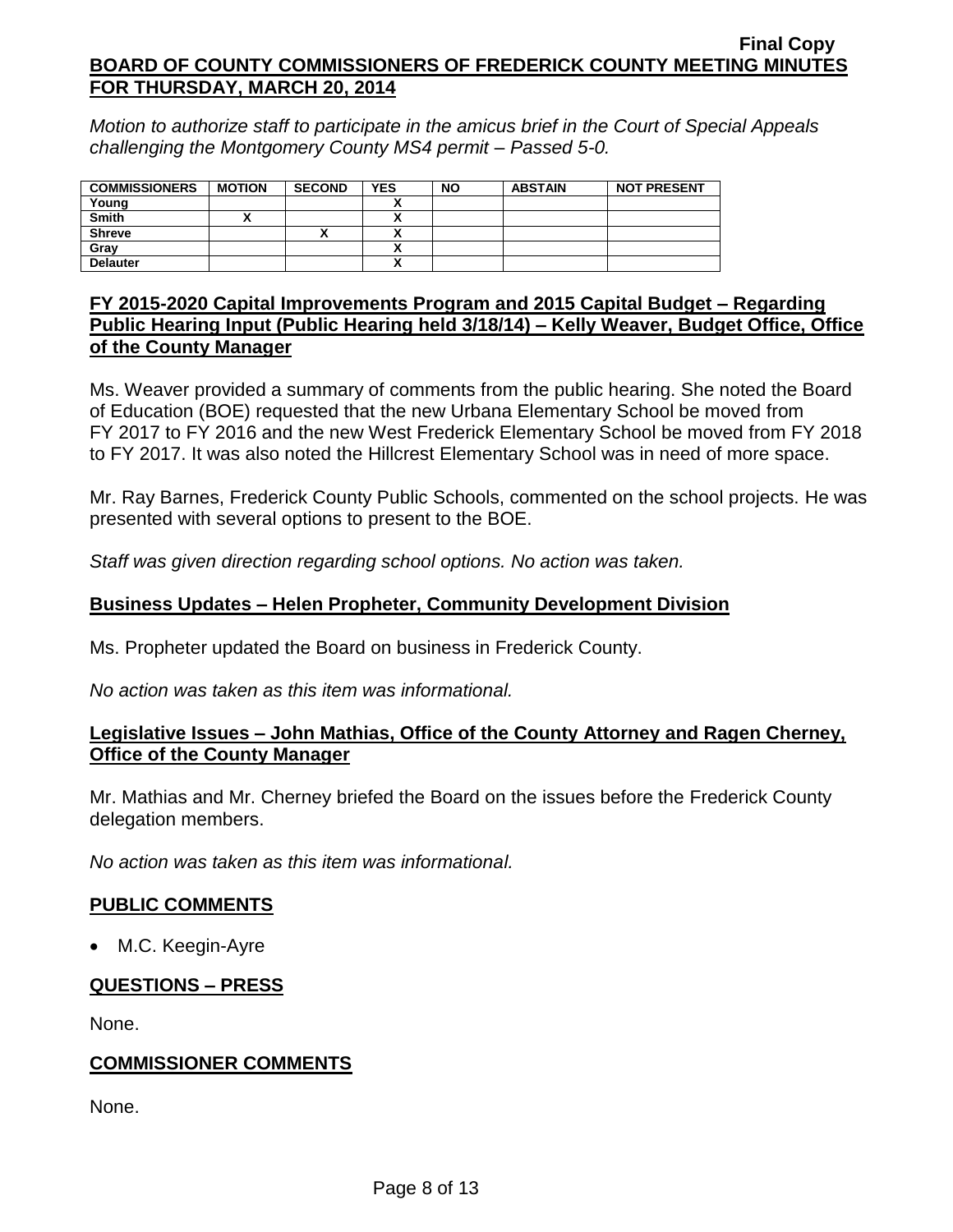*Motion to authorize staff to participate in the amicus brief in the Court of Special Appeals challenging the Montgomery County MS4 permit – Passed 5-0.*

| COMMISSIONERS | MOTION | SECOND | YES | NO | ABSTAIN | NOT PRESENT |
|---|---|---|---|---|---|---|
| Young | | | X | | | |
| Smith | X | | X | | | |
| Shreve | | X | X | | | |
| Gray | | | X | | | |
| Delauter | | | X | | | |

## FY 2015-2020 Capital Improvements Program and 2015 Capital Budget – Regarding Public Hearing Input (Public Hearing held 3/18/14) – Kelly Weaver, Budget Office, Office of the County Manager

Ms. Weaver provided a summary of comments from the public hearing. She noted the Board of Education (BOE) requested that the new Urbana Elementary School be moved from FY 2017 to FY 2016 and the new West Frederick Elementary School be moved from FY 2018 to FY 2017. It was also noted the Hillcrest Elementary School was in need of more space.

Mr. Ray Barnes, Frederick County Public Schools, commented on the school projects. He was presented with several options to present to the BOE.

*Staff was given direction regarding school options. No action was taken.*

## Business Updates – Helen Propheter, Community Development Division

Ms. Propheter updated the Board on business in Frederick County.

*No action was taken as this item was informational.*

## Legislative Issues – John Mathias, Office of the County Attorney and Ragen Cherney, Office of the County Manager

Mr. Mathias and Mr. Cherney briefed the Board on the issues before the Frederick County delegation members.

*No action was taken as this item was informational.*

## PUBLIC COMMENTS

- M.C. Keegin-Ayre

## QUESTIONS – PRESS

None.

## COMMISSIONER COMMENTS

None.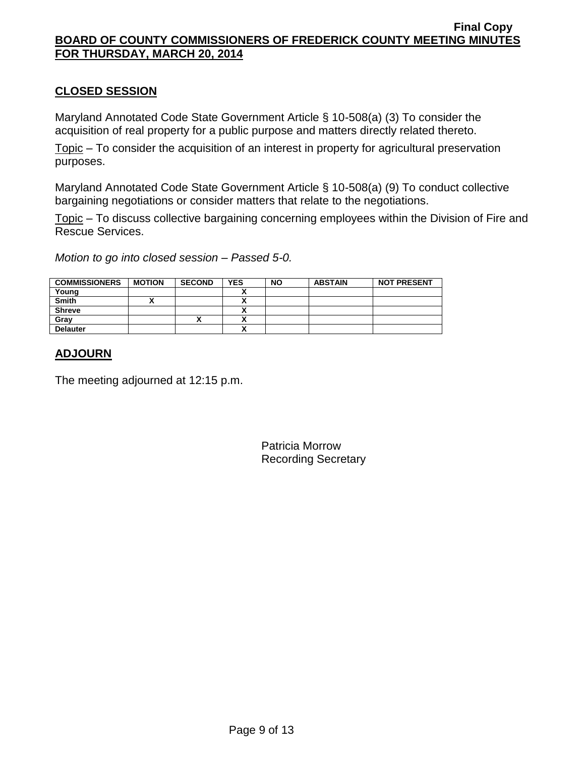## CLOSED SESSION

Maryland Annotated Code State Government Article § 10-508(a) (3) To consider the acquisition of real property for a public purpose and matters directly related thereto.

Topic – To consider the acquisition of an interest in property for agricultural preservation purposes.

Maryland Annotated Code State Government Article § 10-508(a) (9) To conduct collective bargaining negotiations or consider matters that relate to the negotiations.

Topic – To discuss collective bargaining concerning employees within the Division of Fire and Rescue Services.

*Motion to go into closed session – Passed 5-0.*

| COMMISSIONERS | MOTION | SECOND | YES | NO | ABSTAIN | NOT PRESENT |
|---|---|---|---|---|---|---|
| Young | | | X | | | |
| Smith | X | | X | | | |
| Shreve | | | X | | | |
| Gray | | X | X | | | |
| Delauter | | | X | | | |

## ADJOURN

The meeting adjourned at 12:15 p.m.

Patricia Morrow
Recording Secretary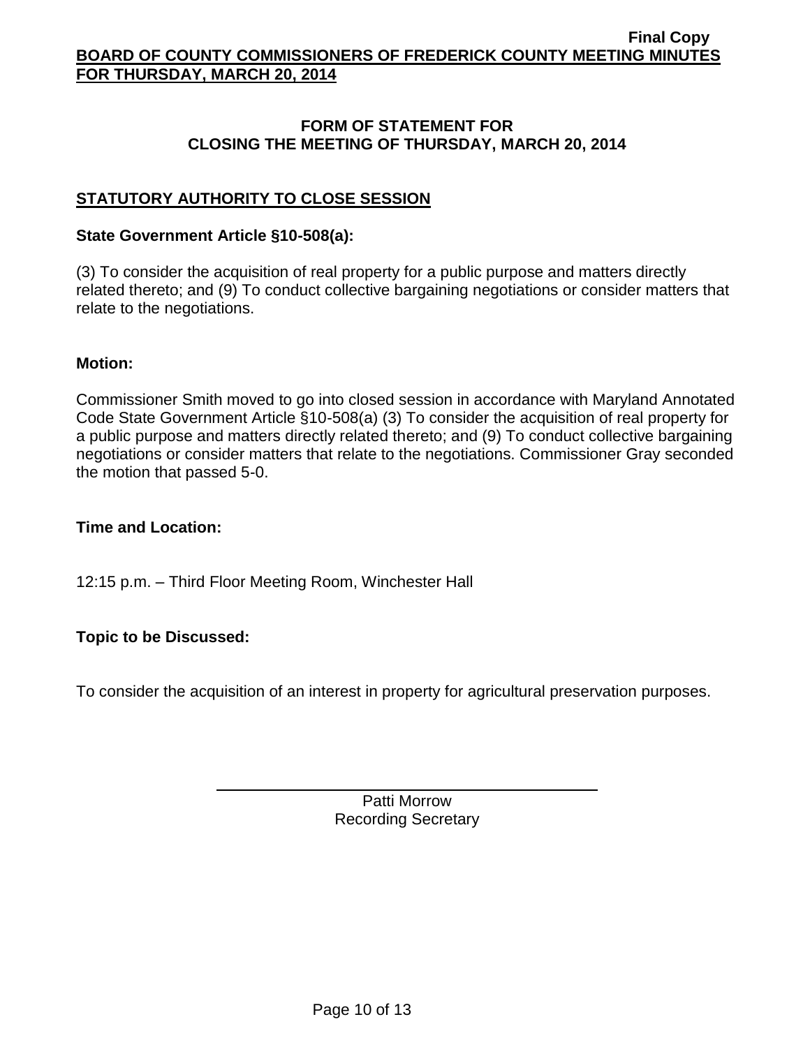## FORM OF STATEMENT FOR CLOSING THE MEETING OF THURSDAY, MARCH 20, 2014

### STATUTORY AUTHORITY TO CLOSE SESSION

**State Government Article §10-508(a):**

(3) To consider the acquisition of real property for a public purpose and matters directly related thereto; and (9) To conduct collective bargaining negotiations or consider matters that relate to the negotiations.

**Motion:**

Commissioner Smith moved to go into closed session in accordance with Maryland Annotated Code State Government Article §10-508(a) (3) To consider the acquisition of real property for a public purpose and matters directly related thereto; and (9) To conduct collective bargaining negotiations or consider matters that relate to the negotiations. Commissioner Gray seconded the motion that passed 5-0.

**Time and Location:**

12:15 p.m. – Third Floor Meeting Room, Winchester Hall

**Topic to be Discussed:**

To consider the acquisition of an interest in property for agricultural preservation purposes.

Patti Morrow
Recording Secretary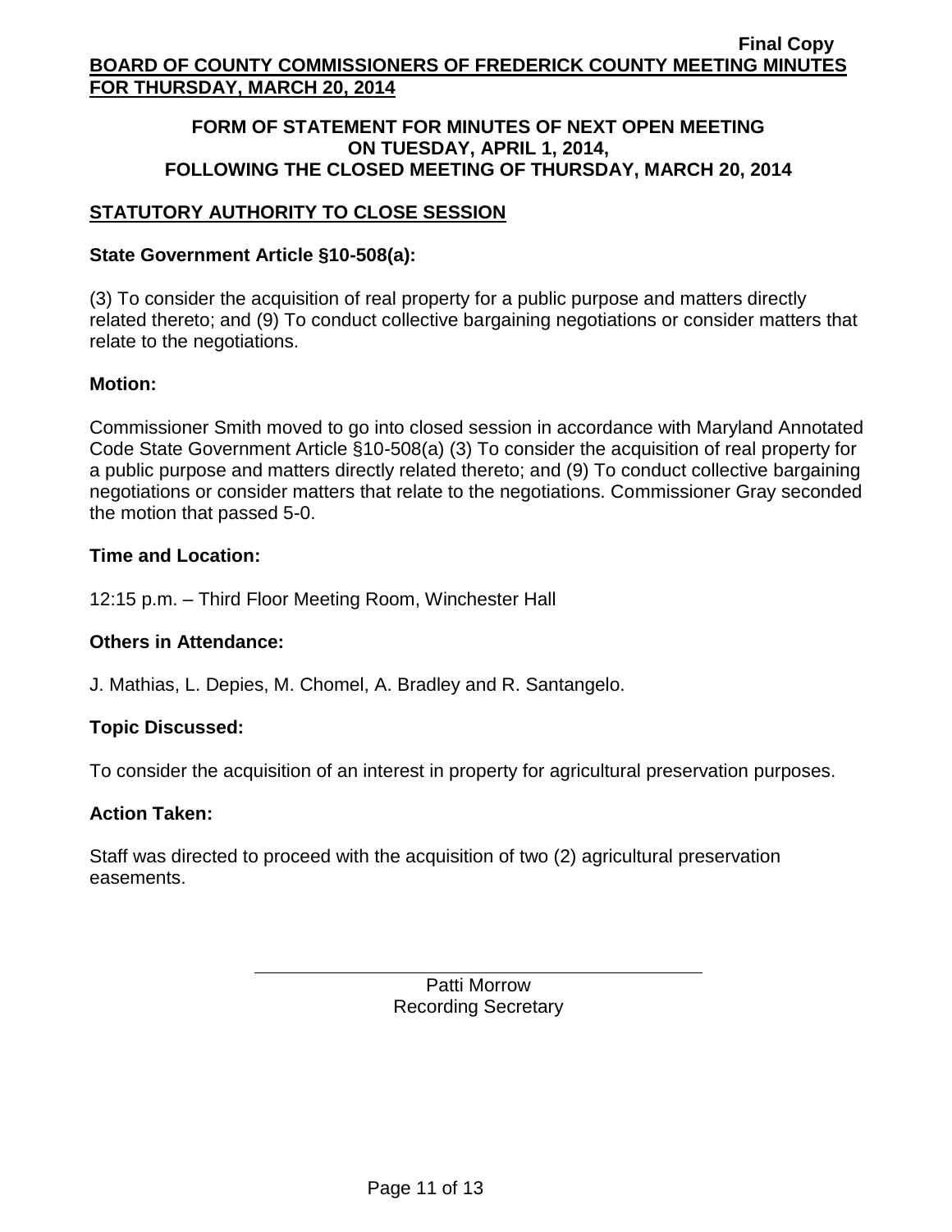**Final Copy**

**BOARD OF COUNTY COMMISSIONERS OF FREDERICK COUNTY MEETING MINUTES FOR THURSDAY, MARCH 20, 2014**

**FORM OF STATEMENT FOR MINUTES OF NEXT OPEN MEETING ON TUESDAY, APRIL 1, 2014, FOLLOWING THE CLOSED MEETING OF THURSDAY, MARCH 20, 2014**

## STATUTORY AUTHORITY TO CLOSE SESSION

### State Government Article §10-508(a):

(3) To consider the acquisition of real property for a public purpose and matters directly related thereto; and (9) To conduct collective bargaining negotiations or consider matters that relate to the negotiations.

### Motion:

Commissioner Smith moved to go into closed session in accordance with Maryland Annotated Code State Government Article §10-508(a) (3) To consider the acquisition of real property for a public purpose and matters directly related thereto; and (9) To conduct collective bargaining negotiations or consider matters that relate to the negotiations. Commissioner Gray seconded the motion that passed 5-0.

### Time and Location:

12:15 p.m. – Third Floor Meeting Room, Winchester Hall

### Others in Attendance:

J. Mathias, L. Depies, M. Chomel, A. Bradley and R. Santangelo.

### Topic Discussed:

To consider the acquisition of an interest in property for agricultural preservation purposes.

### Action Taken:

Staff was directed to proceed with the acquisition of two (2) agricultural preservation easements.

Patti Morrow
Recording Secretary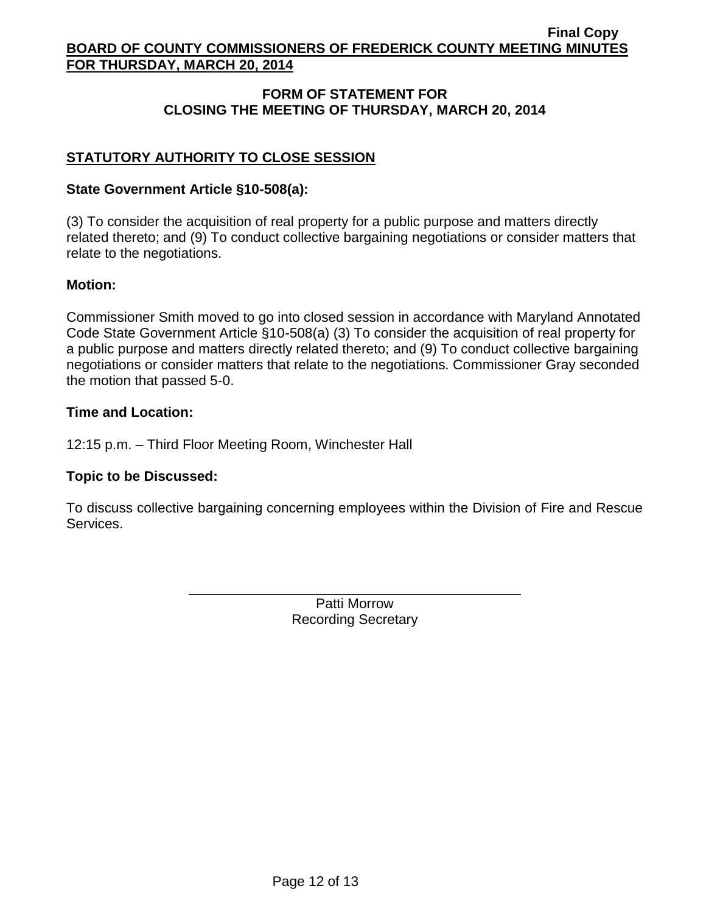## FORM OF STATEMENT FOR CLOSING THE MEETING OF THURSDAY, MARCH 20, 2014

### STATUTORY AUTHORITY TO CLOSE SESSION

**State Government Article §10-508(a):**

(3) To consider the acquisition of real property for a public purpose and matters directly related thereto; and (9) To conduct collective bargaining negotiations or consider matters that relate to the negotiations.

**Motion:**

Commissioner Smith moved to go into closed session in accordance with Maryland Annotated Code State Government Article §10-508(a) (3) To consider the acquisition of real property for a public purpose and matters directly related thereto; and (9) To conduct collective bargaining negotiations or consider matters that relate to the negotiations. Commissioner Gray seconded the motion that passed 5-0.

**Time and Location:**

12:15 p.m. – Third Floor Meeting Room, Winchester Hall

**Topic to be Discussed:**

To discuss collective bargaining concerning employees within the Division of Fire and Rescue Services.

Patti Morrow
Recording Secretary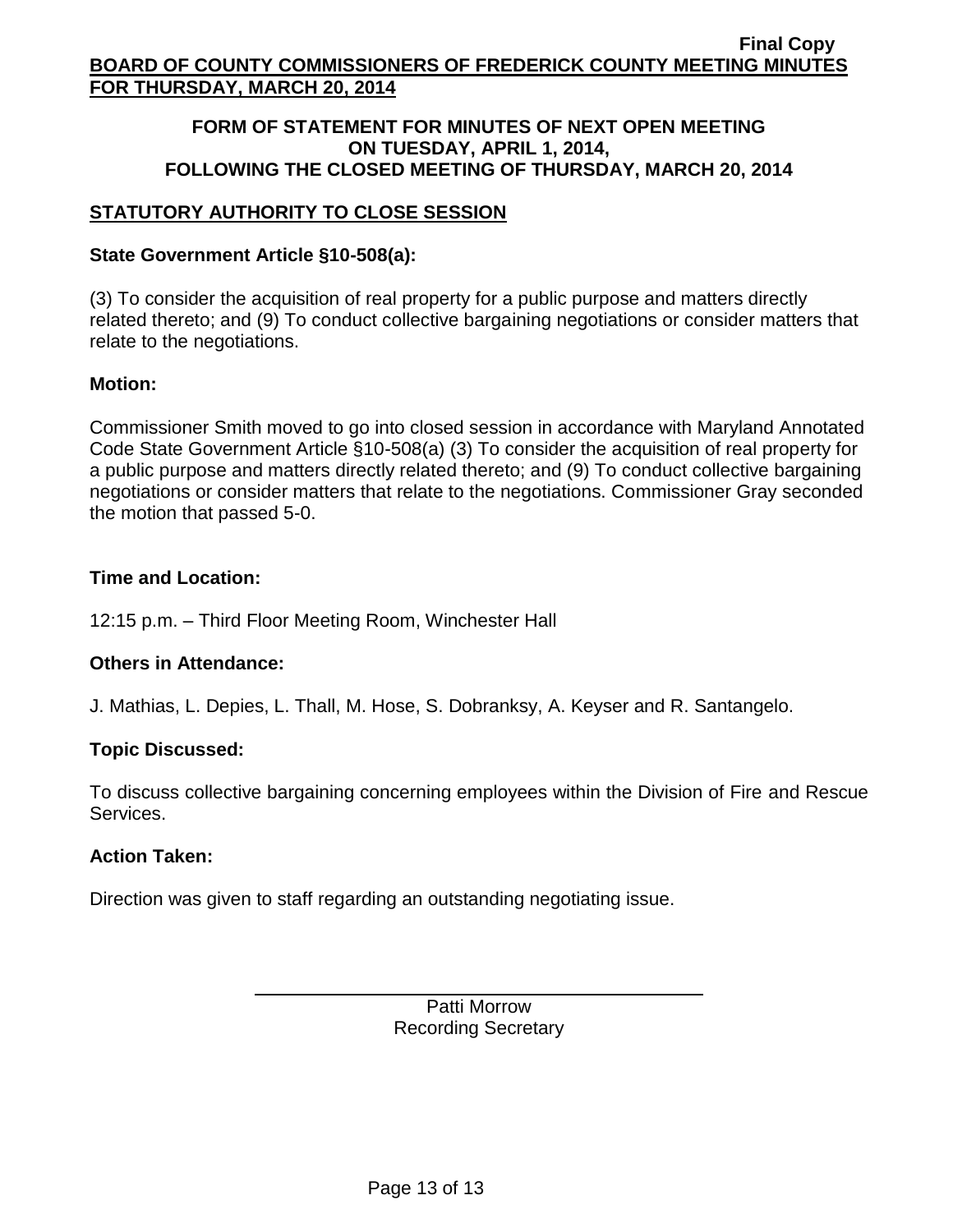## FORM OF STATEMENT FOR MINUTES OF NEXT OPEN MEETING ON TUESDAY, APRIL 1, 2014, FOLLOWING THE CLOSED MEETING OF THURSDAY, MARCH 20, 2014

### STATUTORY AUTHORITY TO CLOSE SESSION

**State Government Article §10-508(a):**

(3) To consider the acquisition of real property for a public purpose and matters directly related thereto; and (9) To conduct collective bargaining negotiations or consider matters that relate to the negotiations.

**Motion:**

Commissioner Smith moved to go into closed session in accordance with Maryland Annotated Code State Government Article §10-508(a) (3) To consider the acquisition of real property for a public purpose and matters directly related thereto; and (9) To conduct collective bargaining negotiations or consider matters that relate to the negotiations. Commissioner Gray seconded the motion that passed 5-0.

**Time and Location:**

12:15 p.m. – Third Floor Meeting Room, Winchester Hall

**Others in Attendance:**

J. Mathias, L. Depies, L. Thall, M. Hose, S. Dobranksy, A. Keyser and R. Santangelo.

**Topic Discussed:**

To discuss collective bargaining concerning employees within the Division of Fire and Rescue Services.

**Action Taken:**

Direction was given to staff regarding an outstanding negotiating issue.

Patti Morrow
Recording Secretary